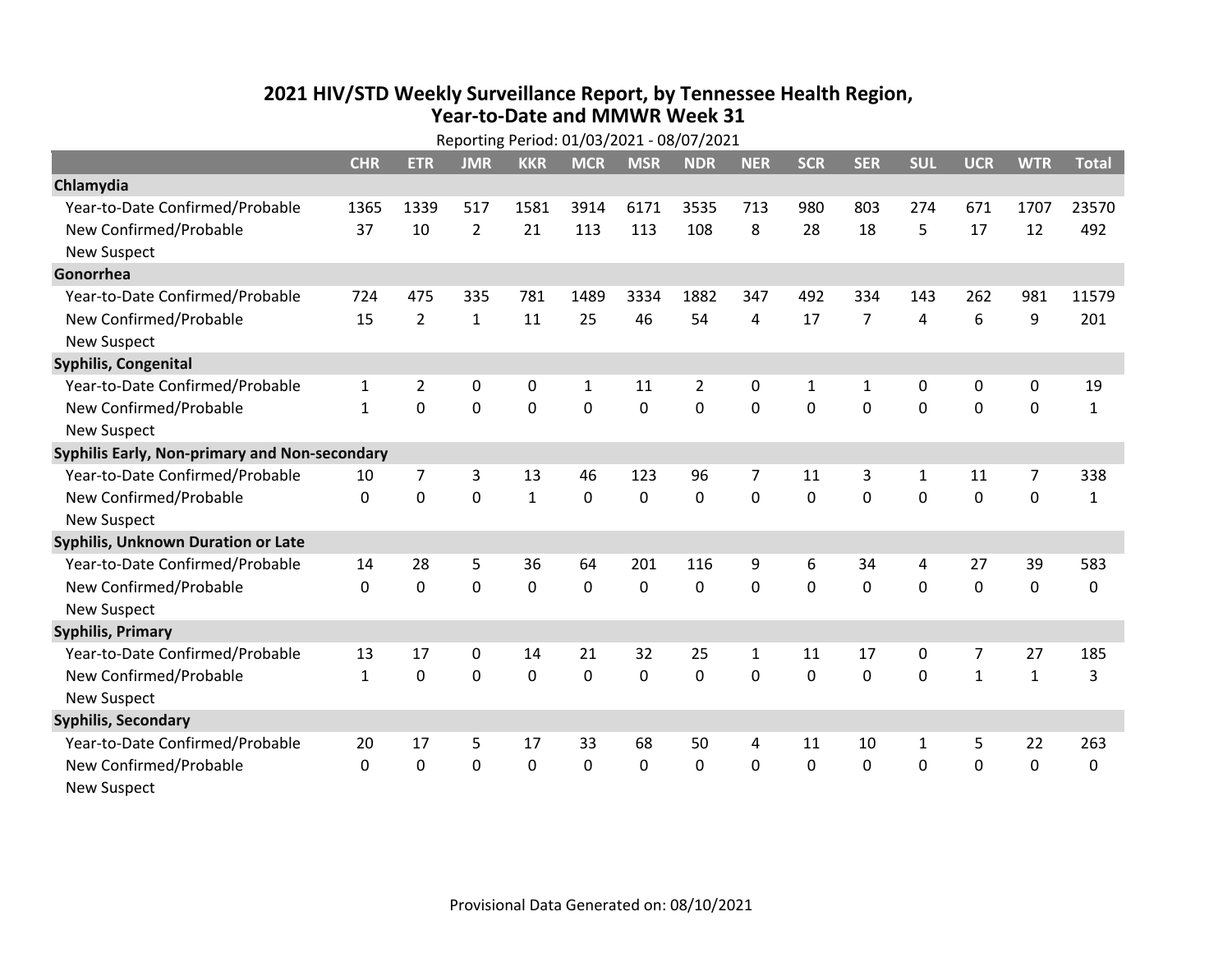# 2021 HIV/STD Weekly Surveillance Report, by Tennessee Health Region, Year-to-Date and MMWR Week 31

Reporting Period: 01/03/2021 - 08/07/2021

| | CHR | ETR | JMR | KKR | MCR | MSR | NDR | NER | SCR | SER | SUL | UCR | WTR | Total |
|---|---|---|---|---|---|---|---|---|---|---|---|---|---|---|
| **Chlamydia** | | | | | | | | | | | | | | |
| Year-to-Date Confirmed/Probable | 1365 | 1339 | 517 | 1581 | 3914 | 6171 | 3535 | 713 | 980 | 803 | 274 | 671 | 1707 | 23570 |
| New Confirmed/Probable | 37 | 10 | 2 | 21 | 113 | 113 | 108 | 8 | 28 | 18 | 5 | 17 | 12 | 492 |
| New Suspect | | | | | | | | | | | | | | |
| **Gonorrhea** | | | | | | | | | | | | | | |
| Year-to-Date Confirmed/Probable | 724 | 475 | 335 | 781 | 1489 | 3334 | 1882 | 347 | 492 | 334 | 143 | 262 | 981 | 11579 |
| New Confirmed/Probable | 15 | 2 | 1 | 11 | 25 | 46 | 54 | 4 | 17 | 7 | 4 | 6 | 9 | 201 |
| New Suspect | | | | | | | | | | | | | | |
| **Syphilis, Congenital** | | | | | | | | | | | | | | |
| Year-to-Date Confirmed/Probable | 1 | 2 | 0 | 0 | 1 | 11 | 2 | 0 | 1 | 1 | 0 | 0 | 0 | 19 |
| New Confirmed/Probable | 1 | 0 | 0 | 0 | 0 | 0 | 0 | 0 | 0 | 0 | 0 | 0 | 0 | 1 |
| New Suspect | | | | | | | | | | | | | | |
| **Syphilis Early, Non-primary and Non-secondary** | | | | | | | | | | | | | | |
| Year-to-Date Confirmed/Probable | 10 | 7 | 3 | 13 | 46 | 123 | 96 | 7 | 11 | 3 | 1 | 11 | 7 | 338 |
| New Confirmed/Probable | 0 | 0 | 0 | 1 | 0 | 0 | 0 | 0 | 0 | 0 | 0 | 0 | 0 | 1 |
| New Suspect | | | | | | | | | | | | | | |
| **Syphilis, Unknown Duration or Late** | | | | | | | | | | | | | | |
| Year-to-Date Confirmed/Probable | 14 | 28 | 5 | 36 | 64 | 201 | 116 | 9 | 6 | 34 | 4 | 27 | 39 | 583 |
| New Confirmed/Probable | 0 | 0 | 0 | 0 | 0 | 0 | 0 | 0 | 0 | 0 | 0 | 0 | 0 | 0 |
| New Suspect | | | | | | | | | | | | | | |
| **Syphilis, Primary** | | | | | | | | | | | | | | |
| Year-to-Date Confirmed/Probable | 13 | 17 | 0 | 14 | 21 | 32 | 25 | 1 | 11 | 17 | 0 | 7 | 27 | 185 |
| New Confirmed/Probable | 1 | 0 | 0 | 0 | 0 | 0 | 0 | 0 | 0 | 0 | 0 | 1 | 1 | 3 |
| New Suspect | | | | | | | | | | | | | | |
| **Syphilis, Secondary** | | | | | | | | | | | | | | |
| Year-to-Date Confirmed/Probable | 20 | 17 | 5 | 17 | 33 | 68 | 50 | 4 | 11 | 10 | 1 | 5 | 22 | 263 |
| New Confirmed/Probable | 0 | 0 | 0 | 0 | 0 | 0 | 0 | 0 | 0 | 0 | 0 | 0 | 0 | 0 |
| New Suspect | | | | | | | | | | | | | | |

Provisional Data Generated on: 08/10/2021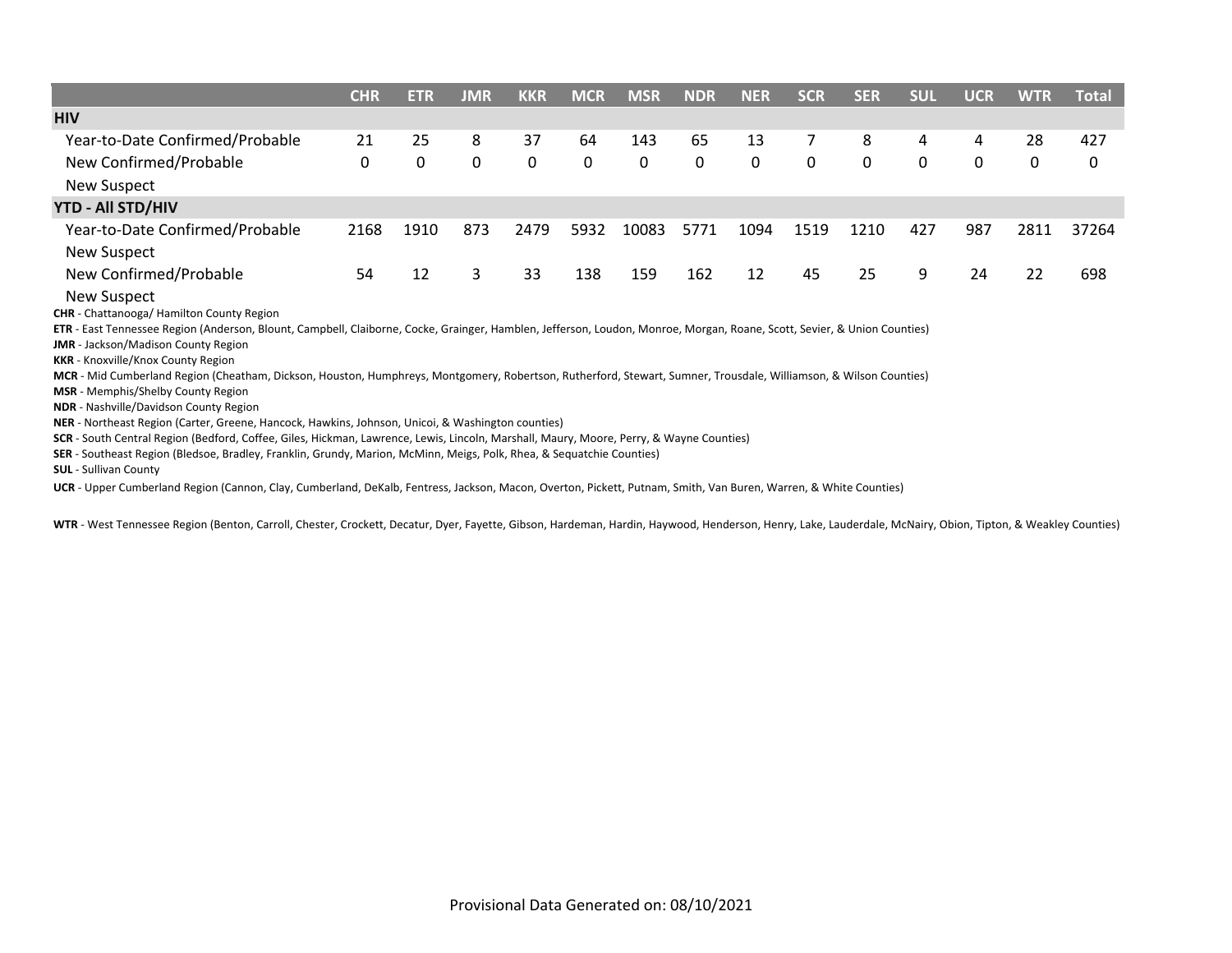| | CHR | ETR | JMR | KKR | MCR | MSR | NDR | NER | SCR | SER | SUL | UCR | WTR | Total |
|---|---|---|---|---|---|---|---|---|---|---|---|---|---|---|
| **HIV** | | | | | | | | | | | | | | |
| Year-to-Date Confirmed/Probable | 21 | 25 | 8 | 37 | 64 | 143 | 65 | 13 | 7 | 8 | 4 | 4 | 28 | 427 |
| New Confirmed/Probable | 0 | 0 | 0 | 0 | 0 | 0 | 0 | 0 | 0 | 0 | 0 | 0 | 0 | 0 |
| New Suspect | | | | | | | | | | | | | | |
| **YTD - All STD/HIV** | | | | | | | | | | | | | | |
| Year-to-Date Confirmed/Probable | 2168 | 1910 | 873 | 2479 | 5932 | 10083 | 5771 | 1094 | 1519 | 1210 | 427 | 987 | 2811 | 37264 |
| New Suspect | | | | | | | | | | | | | | |
| New Confirmed/Probable | 54 | 12 | 3 | 33 | 138 | 159 | 162 | 12 | 45 | 25 | 9 | 24 | 22 | 698 |
| New Suspect | | | | | | | | | | | | | | |

**CHR** - Chattanooga/ Hamilton County Region

**ETR** - East Tennessee Region (Anderson, Blount, Campbell, Claiborne, Cocke, Grainger, Hamblen, Jefferson, Loudon, Monroe, Morgan, Roane, Scott, Sevier, & Union Counties)

**JMR** - Jackson/Madison County Region

**KKR** - Knoxville/Knox County Region

**MCR** - Mid Cumberland Region (Cheatham, Dickson, Houston, Humphreys, Montgomery, Robertson, Rutherford, Stewart, Sumner, Trousdale, Williamson, & Wilson Counties)

**MSR** - Memphis/Shelby County Region

**NDR** - Nashville/Davidson County Region

**NER** - Northeast Region (Carter, Greene, Hancock, Hawkins, Johnson, Unicoi, & Washington counties)

**SCR** - South Central Region (Bedford, Coffee, Giles, Hickman, Lawrence, Lewis, Lincoln, Marshall, Maury, Moore, Perry, & Wayne Counties)

**SER** - Southeast Region (Bledsoe, Bradley, Franklin, Grundy, Marion, McMinn, Meigs, Polk, Rhea, & Sequatchie Counties)

**SUL** - Sullivan County

**UCR** - Upper Cumberland Region (Cannon, Clay, Cumberland, DeKalb, Fentress, Jackson, Macon, Overton, Pickett, Putnam, Smith, Van Buren, Warren, & White Counties)

**WTR** - West Tennessee Region (Benton, Carroll, Chester, Crockett, Decatur, Dyer, Fayette, Gibson, Hardeman, Hardin, Haywood, Henderson, Henry, Lake, Lauderdale, McNairy, Obion, Tipton, & Weakley Counties)

Provisional Data Generated on: 08/10/2021